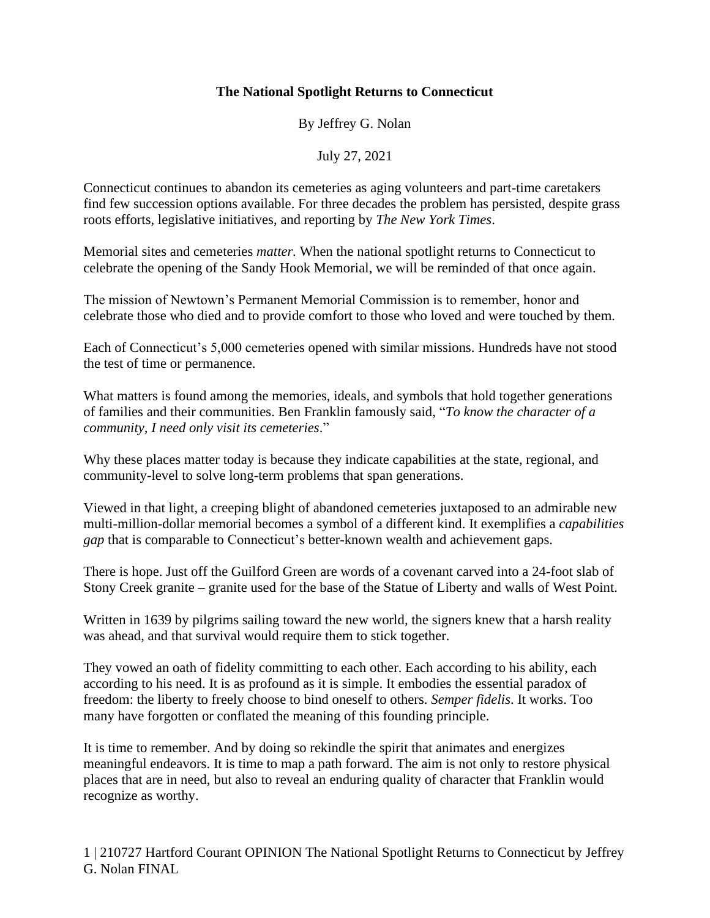**The National Spotlight Returns to Connecticut**

By Jeffrey G. Nolan

July 27, 2021

Connecticut continues to abandon its cemeteries as aging volunteers and part-time caretakers find few succession options available. For three decades the problem has persisted, despite grass roots efforts, legislative initiatives, and reporting by *The New York Times*.

Memorial sites and cemeteries *matter.* When the national spotlight returns to Connecticut to celebrate the opening of the Sandy Hook Memorial, we will be reminded of that once again.

The mission of Newtown's Permanent Memorial Commission is to remember, honor and celebrate those who died and to provide comfort to those who loved and were touched by them.

Each of Connecticut's 5,000 cemeteries opened with similar missions. Hundreds have not stood the test of time or permanence.

What matters is found among the memories, ideals, and symbols that hold together generations of families and their communities. Ben Franklin famously said, "*To know the character of a community, I need only visit its cemeteries*."

Why these places matter today is because they indicate capabilities at the state, regional, and community-level to solve long-term problems that span generations.

Viewed in that light, a creeping blight of abandoned cemeteries juxtaposed to an admirable new multi-million-dollar memorial becomes a symbol of a different kind. It exemplifies a *capabilities gap* that is comparable to Connecticut's better-known wealth and achievement gaps.

There is hope. Just off the Guilford Green are words of a covenant carved into a 24-foot slab of Stony Creek granite – granite used for the base of the Statue of Liberty and walls of West Point.

Written in 1639 by pilgrims sailing toward the new world, the signers knew that a harsh reality was ahead, and that survival would require them to stick together.

They vowed an oath of fidelity committing to each other. Each according to his ability, each according to his need. It is as profound as it is simple. It embodies the essential paradox of freedom: the liberty to freely choose to bind oneself to others. *Semper fidelis*. It works. Too many have forgotten or conflated the meaning of this founding principle.

It is time to remember. And by doing so rekindle the spirit that animates and energizes meaningful endeavors. It is time to map a path forward. The aim is not only to restore physical places that are in need, but also to reveal an enduring quality of character that Franklin would recognize as worthy.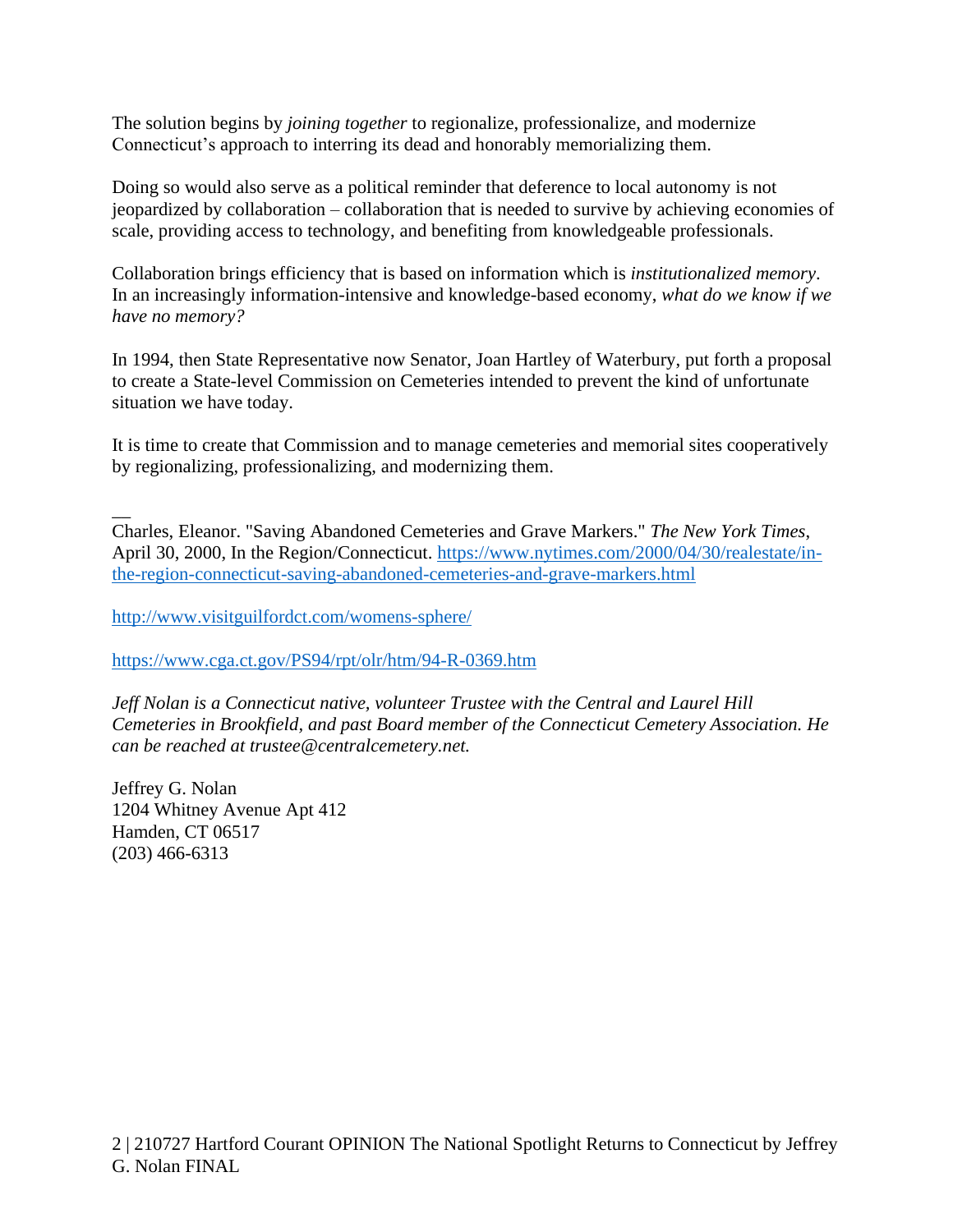The solution begins by *joining together* to regionalize, professionalize, and modernize Connecticut's approach to interring its dead and honorably memorializing them.

Doing so would also serve as a political reminder that deference to local autonomy is not jeopardized by collaboration – collaboration that is needed to survive by achieving economies of scale, providing access to technology, and benefiting from knowledgeable professionals.

Collaboration brings efficiency that is based on information which is *institutionalized memory*. In an increasingly information-intensive and knowledge-based economy, *what do we know if we have no memory?*

In 1994, then State Representative now Senator, Joan Hartley of Waterbury, put forth a proposal to create a State-level Commission on Cemeteries intended to prevent the kind of unfortunate situation we have today.

It is time to create that Commission and to manage cemeteries and memorial sites cooperatively by regionalizing, professionalizing, and modernizing them.

—

Charles, Eleanor. "Saving Abandoned Cemeteries and Grave Markers." *The New York Times*, April 30, 2000, In the Region/Connecticut. https://www.nytimes.com/2000/04/30/realestate/in-the-region-connecticut-saving-abandoned-cemeteries-and-grave-markers.html

http://www.visitguilfordct.com/womens-sphere/

https://www.cga.ct.gov/PS94/rpt/olr/htm/94-R-0369.htm

*Jeff Nolan is a Connecticut native, volunteer Trustee with the Central and Laurel Hill Cemeteries in Brookfield, and past Board member of the Connecticut Cemetery Association. He can be reached at trustee@centralcemetery.net.*

Jeffrey G. Nolan
1204 Whitney Avenue Apt 412
Hamden, CT 06517
(203) 466-6313